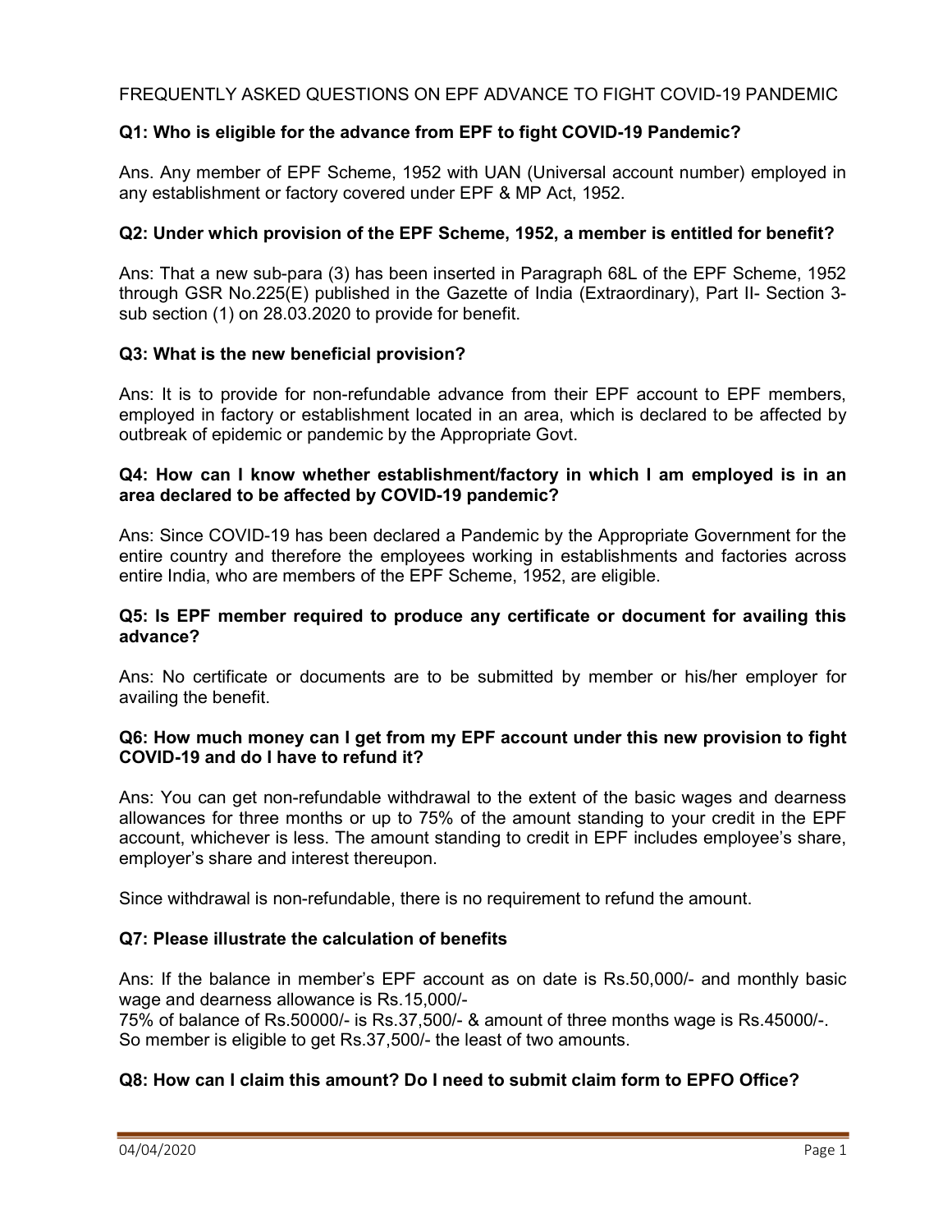FREQUENTLY ASKED QUESTIONS ON EPF ADVANCE TO FIGHT COVID-19 PANDEMIC

**Q1: Who is eligible for the advance from EPF to fight COVID-19 Pandemic?**

Ans. Any member of EPF Scheme, 1952 with UAN (Universal account number) employed in any establishment or factory covered under EPF & MP Act, 1952.

**Q2: Under which provision of the EPF Scheme, 1952, a member is entitled for benefit?**

Ans: That a new sub-para (3) has been inserted in Paragraph 68L of the EPF Scheme, 1952 through GSR No.225(E) published in the Gazette of India (Extraordinary), Part II- Section 3-sub section (1) on 28.03.2020 to provide for benefit.

**Q3: What is the new beneficial provision?**

Ans: It is to provide for non-refundable advance from their EPF account to EPF members, employed in factory or establishment located in an area, which is declared to be affected by outbreak of epidemic or pandemic by the Appropriate Govt.

**Q4: How can I know whether establishment/factory in which I am employed is in an area declared to be affected by COVID-19 pandemic?**

Ans: Since COVID-19 has been declared a Pandemic by the Appropriate Government for the entire country and therefore the employees working in establishments and factories across entire India, who are members of the EPF Scheme, 1952, are eligible.

**Q5: Is EPF member required to produce any certificate or document for availing this advance?**

Ans: No certificate or documents are to be submitted by member or his/her employer for availing the benefit.

**Q6: How much money can I get from my EPF account under this new provision to fight COVID-19 and do I have to refund it?**

Ans: You can get non-refundable withdrawal to the extent of the basic wages and dearness allowances for three months or up to 75% of the amount standing to your credit in the EPF account, whichever is less. The amount standing to credit in EPF includes employee's share, employer's share and interest thereupon.

Since withdrawal is non-refundable, there is no requirement to refund the amount.

**Q7: Please illustrate the calculation of benefits**

Ans: If the balance in member's EPF account as on date is Rs.50,000/- and monthly basic wage and dearness allowance is Rs.15,000/-
75% of balance of Rs.50000/- is Rs.37,500/- & amount of three months wage is Rs.45000/-.
So member is eligible to get Rs.37,500/- the least of two amounts.

**Q8: How can I claim this amount? Do I need to submit claim form to EPFO Office?**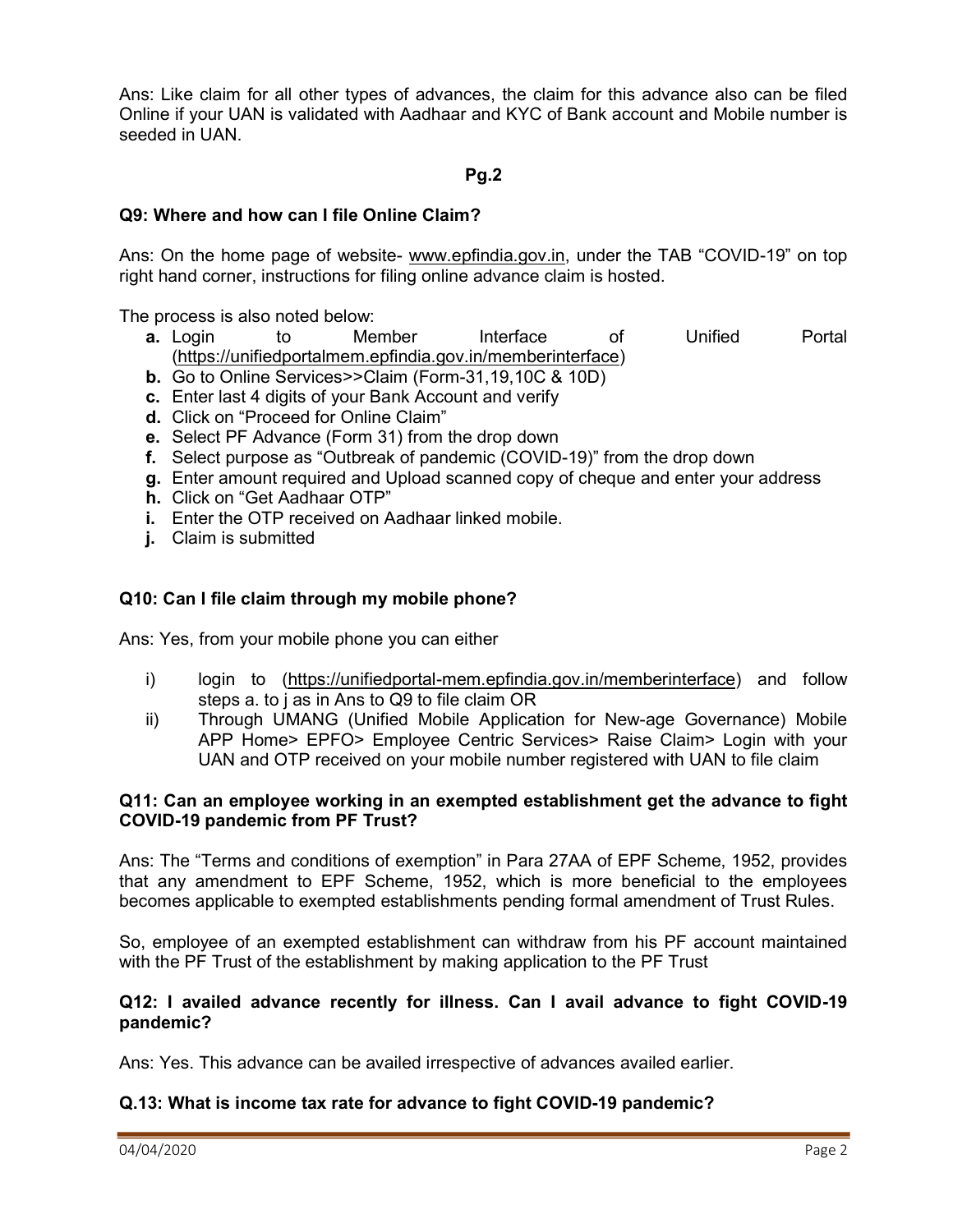Ans: Like claim for all other types of advances, the claim for this advance also can be filed Online if your UAN is validated with Aadhaar and KYC of Bank account and Mobile number is seeded in UAN.

**Pg.2**

**Q9: Where and how can I file Online Claim?**

Ans: On the home page of website- www.epfindia.gov.in, under the TAB "COVID-19" on top right hand corner, instructions for filing online advance claim is hosted.

The process is also noted below:

- **a.** Login to Member Interface of Unified Portal (https://unifiedportalmem.epfindia.gov.in/memberinterface)
- **b.** Go to Online Services>>Claim (Form-31,19,10C & 10D)
- **c.** Enter last 4 digits of your Bank Account and verify
- **d.** Click on "Proceed for Online Claim"
- **e.** Select PF Advance (Form 31) from the drop down
- **f.** Select purpose as "Outbreak of pandemic (COVID-19)" from the drop down
- **g.** Enter amount required and Upload scanned copy of cheque and enter your address
- **h.** Click on "Get Aadhaar OTP"
- **i.** Enter the OTP received on Aadhaar linked mobile.
- **j.** Claim is submitted

**Q10: Can I file claim through my mobile phone?**

Ans: Yes, from your mobile phone you can either

- i) login to (https://unifiedportal-mem.epfindia.gov.in/memberinterface) and follow steps a. to j as in Ans to Q9 to file claim OR
- ii) Through UMANG (Unified Mobile Application for New-age Governance) Mobile APP Home> EPFO> Employee Centric Services> Raise Claim> Login with your UAN and OTP received on your mobile number registered with UAN to file claim

**Q11: Can an employee working in an exempted establishment get the advance to fight COVID-19 pandemic from PF Trust?**

Ans: The "Terms and conditions of exemption" in Para 27AA of EPF Scheme, 1952, provides that any amendment to EPF Scheme, 1952, which is more beneficial to the employees becomes applicable to exempted establishments pending formal amendment of Trust Rules.

So, employee of an exempted establishment can withdraw from his PF account maintained with the PF Trust of the establishment by making application to the PF Trust

**Q12: I availed advance recently for illness. Can I avail advance to fight COVID-19 pandemic?**

Ans: Yes. This advance can be availed irrespective of advances availed earlier.

**Q.13: What is income tax rate for advance to fight COVID-19 pandemic?**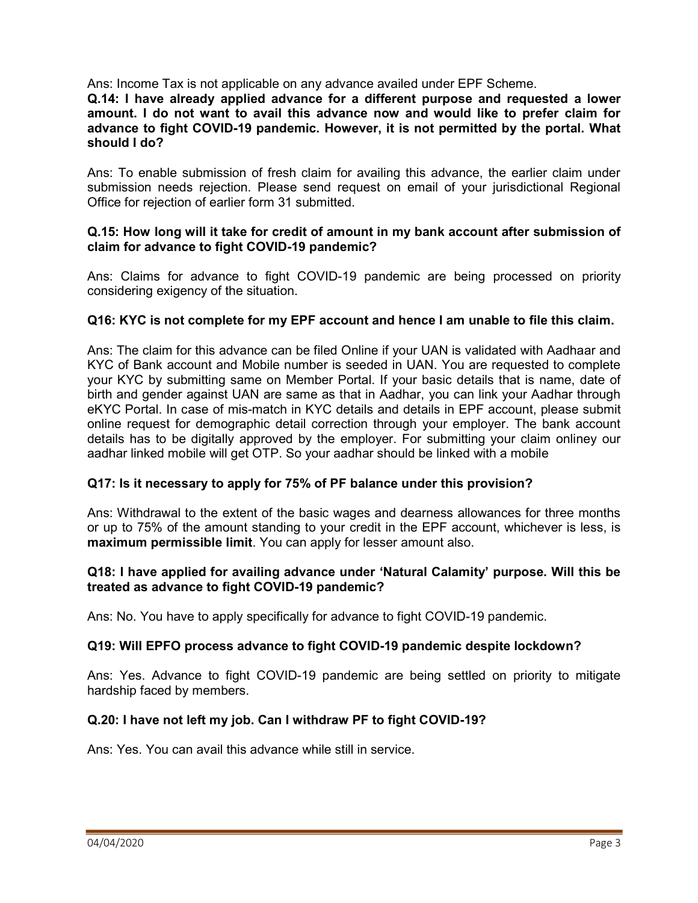Ans: Income Tax is not applicable on any advance availed under EPF Scheme.

**Q.14: I have already applied advance for a different purpose and requested a lower amount. I do not want to avail this advance now and would like to prefer claim for advance to fight COVID-19 pandemic. However, it is not permitted by the portal. What should I do?**

Ans: To enable submission of fresh claim for availing this advance, the earlier claim under submission needs rejection. Please send request on email of your jurisdictional Regional Office for rejection of earlier form 31 submitted.

**Q.15: How long will it take for credit of amount in my bank account after submission of claim for advance to fight COVID-19 pandemic?**

Ans: Claims for advance to fight COVID-19 pandemic are being processed on priority considering exigency of the situation.

**Q16: KYC is not complete for my EPF account and hence I am unable to file this claim.**

Ans: The claim for this advance can be filed Online if your UAN is validated with Aadhaar and KYC of Bank account and Mobile number is seeded in UAN. You are requested to complete your KYC by submitting same on Member Portal. If your basic details that is name, date of birth and gender against UAN are same as that in Aadhar, you can link your Aadhar through eKYC Portal. In case of mis-match in KYC details and details in EPF account, please submit online request for demographic detail correction through your employer. The bank account details has to be digitally approved by the employer. For submitting your claim onliney our aadhar linked mobile will get OTP. So your aadhar should be linked with a mobile

**Q17: Is it necessary to apply for 75% of PF balance under this provision?**

Ans: Withdrawal to the extent of the basic wages and dearness allowances for three months or up to 75% of the amount standing to your credit in the EPF account, whichever is less, is **maximum permissible limit**. You can apply for lesser amount also.

**Q18: I have applied for availing advance under 'Natural Calamity' purpose. Will this be treated as advance to fight COVID-19 pandemic?**

Ans: No. You have to apply specifically for advance to fight COVID-19 pandemic.

**Q19: Will EPFO process advance to fight COVID-19 pandemic despite lockdown?**

Ans: Yes. Advance to fight COVID-19 pandemic are being settled on priority to mitigate hardship faced by members.

**Q.20: I have not left my job. Can I withdraw PF to fight COVID-19?**

Ans: Yes. You can avail this advance while still in service.